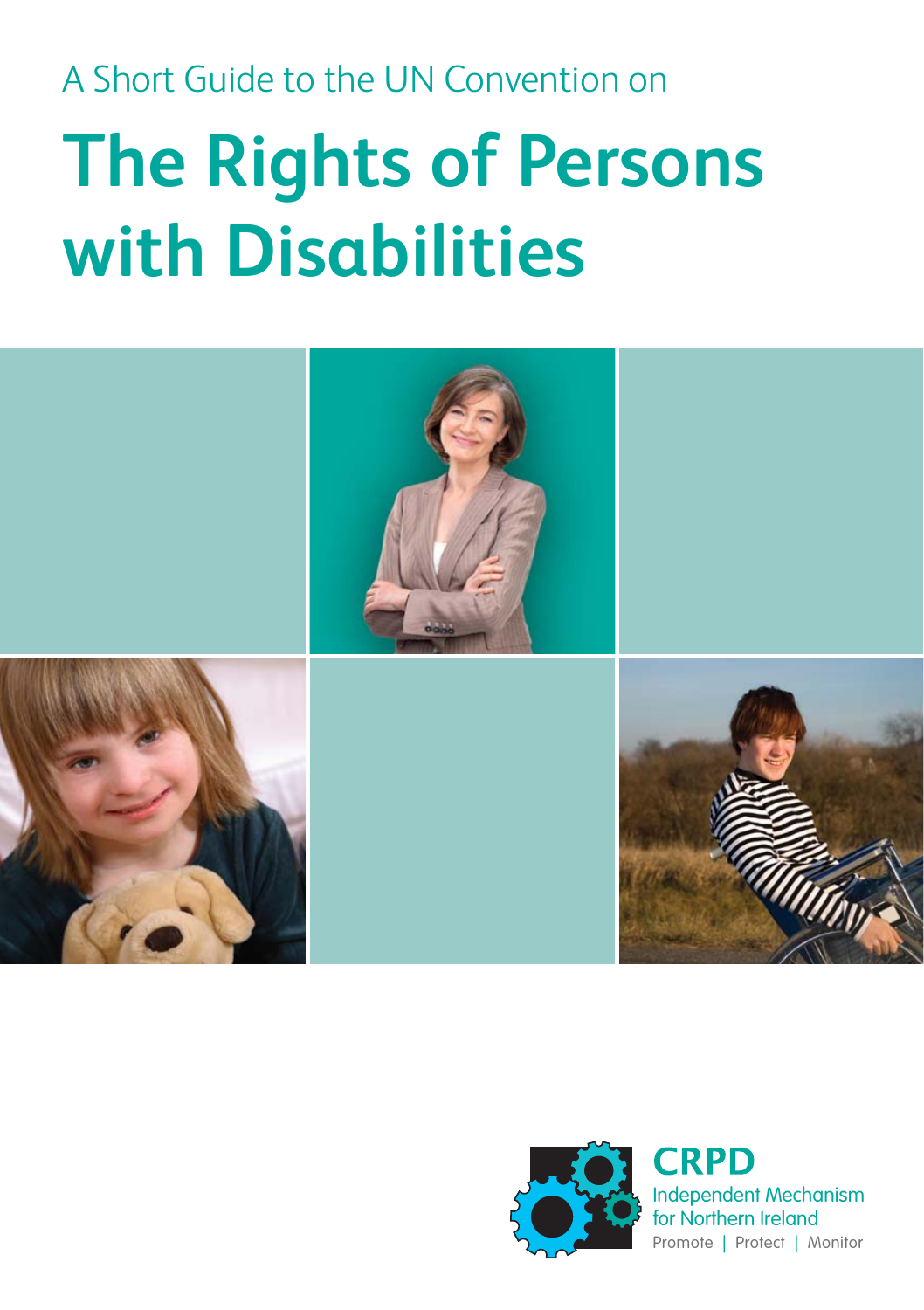A Short Guide to the UN Convention on

# The Rights of Persons with Disabilities

**CRPD**

Independent Mechanism for Northern Ireland

Promote | Protect | Monitor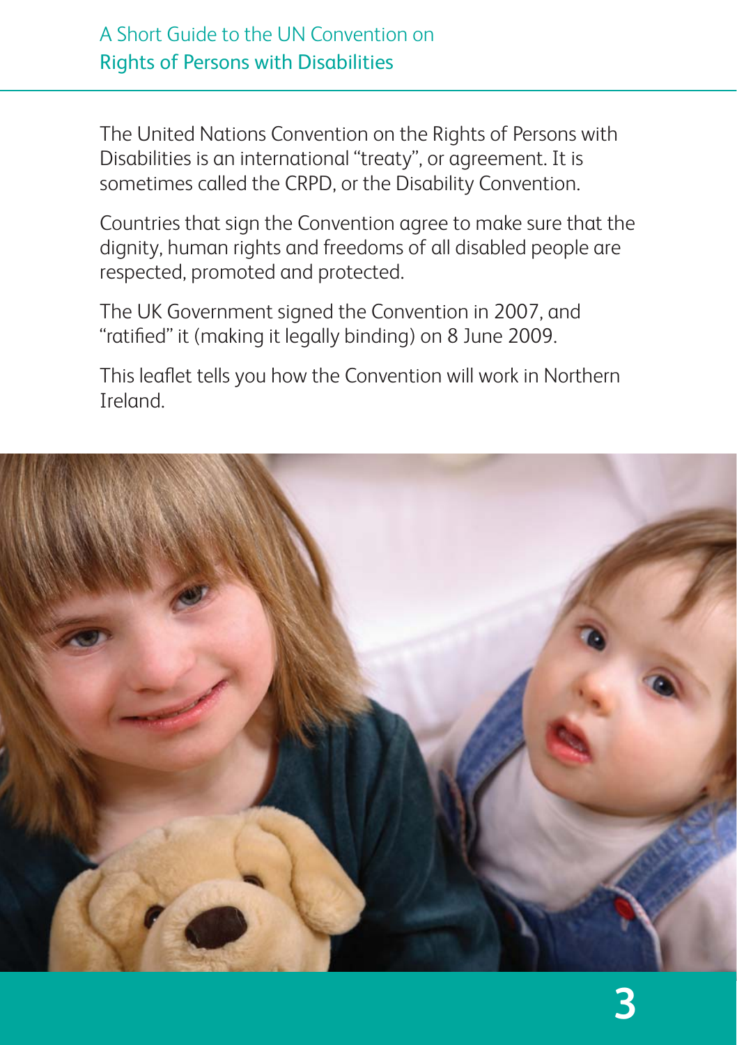The United Nations Convention on the Rights of Persons with Disabilities is an international "treaty", or agreement. It is sometimes called the CRPD, or the Disability Convention.

Countries that sign the Convention agree to make sure that the dignity, human rights and freedoms of all disabled people are respected, promoted and protected.

The UK Government signed the Convention in 2007, and "ratified" it (making it legally binding) on 8 June 2009.

This leaflet tells you how the Convention will work in Northern Ireland.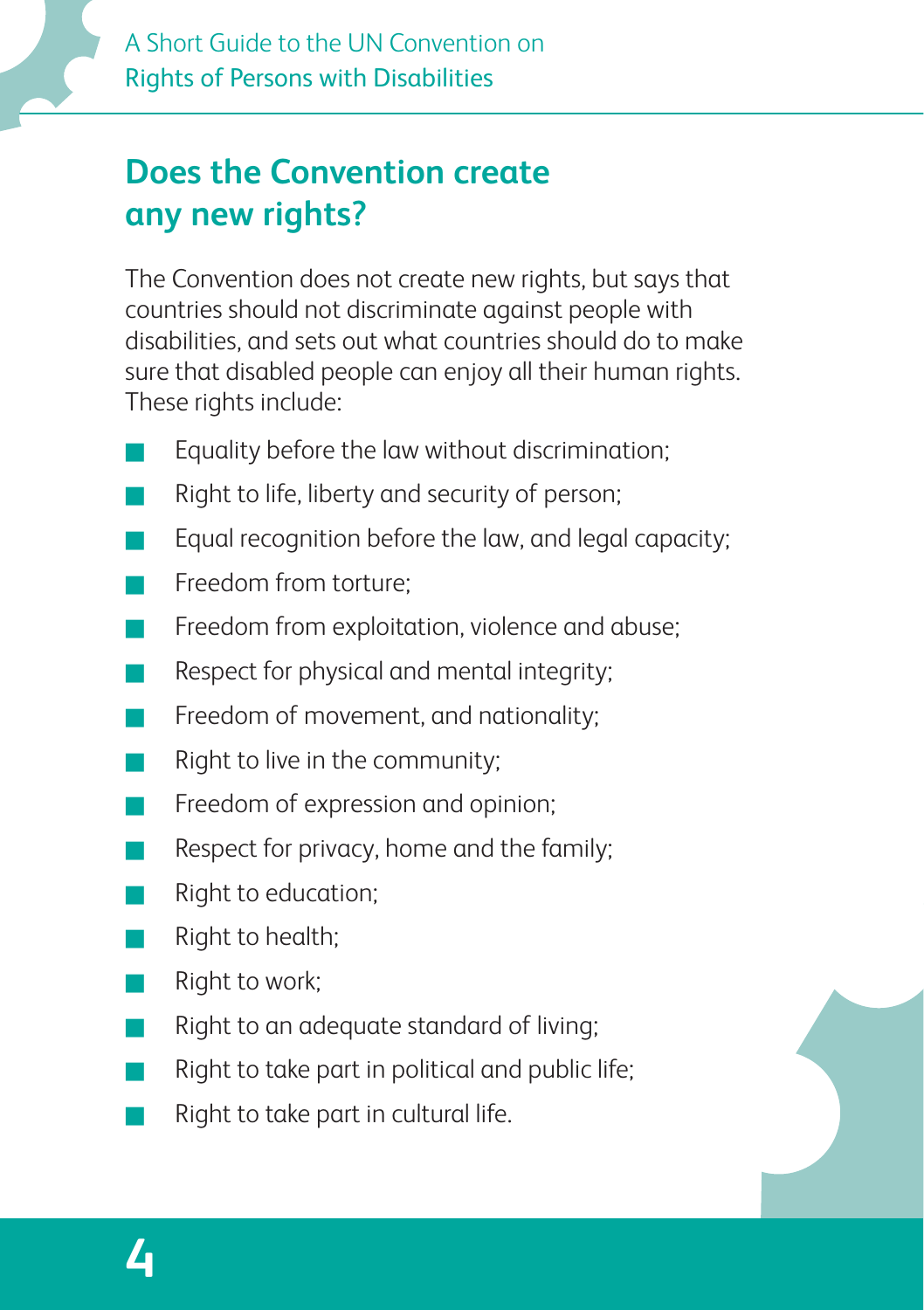## Does the Convention create any new rights?

The Convention does not create new rights, but says that countries should not discriminate against people with disabilities, and sets out what countries should do to make sure that disabled people can enjoy all their human rights. These rights include:

- Equality before the law without discrimination;
- Right to life, liberty and security of person;
- Equal recognition before the law, and legal capacity;
- Freedom from torture;
- Freedom from exploitation, violence and abuse;
- Respect for physical and mental integrity;
- Freedom of movement, and nationality;
- Right to live in the community;
- Freedom of expression and opinion;
- Respect for privacy, home and the family;
- Right to education;
- Right to health;
- Right to work;
- Right to an adequate standard of living;
- Right to take part in political and public life;
- Right to take part in cultural life.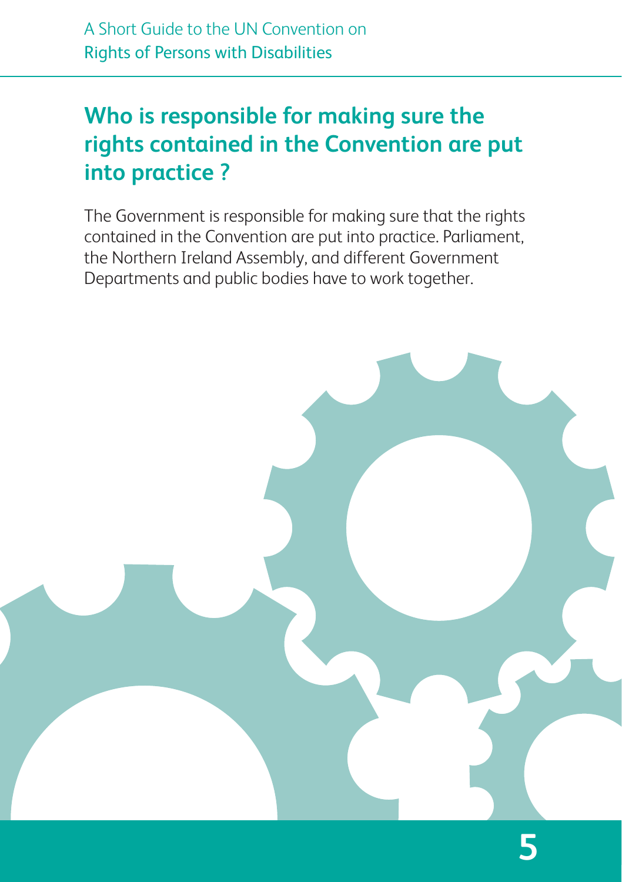## Who is responsible for making sure the rights contained in the Convention are put into practice ?

The Government is responsible for making sure that the rights contained in the Convention are put into practice. Parliament, the Northern Ireland Assembly, and different Government Departments and public bodies have to work together.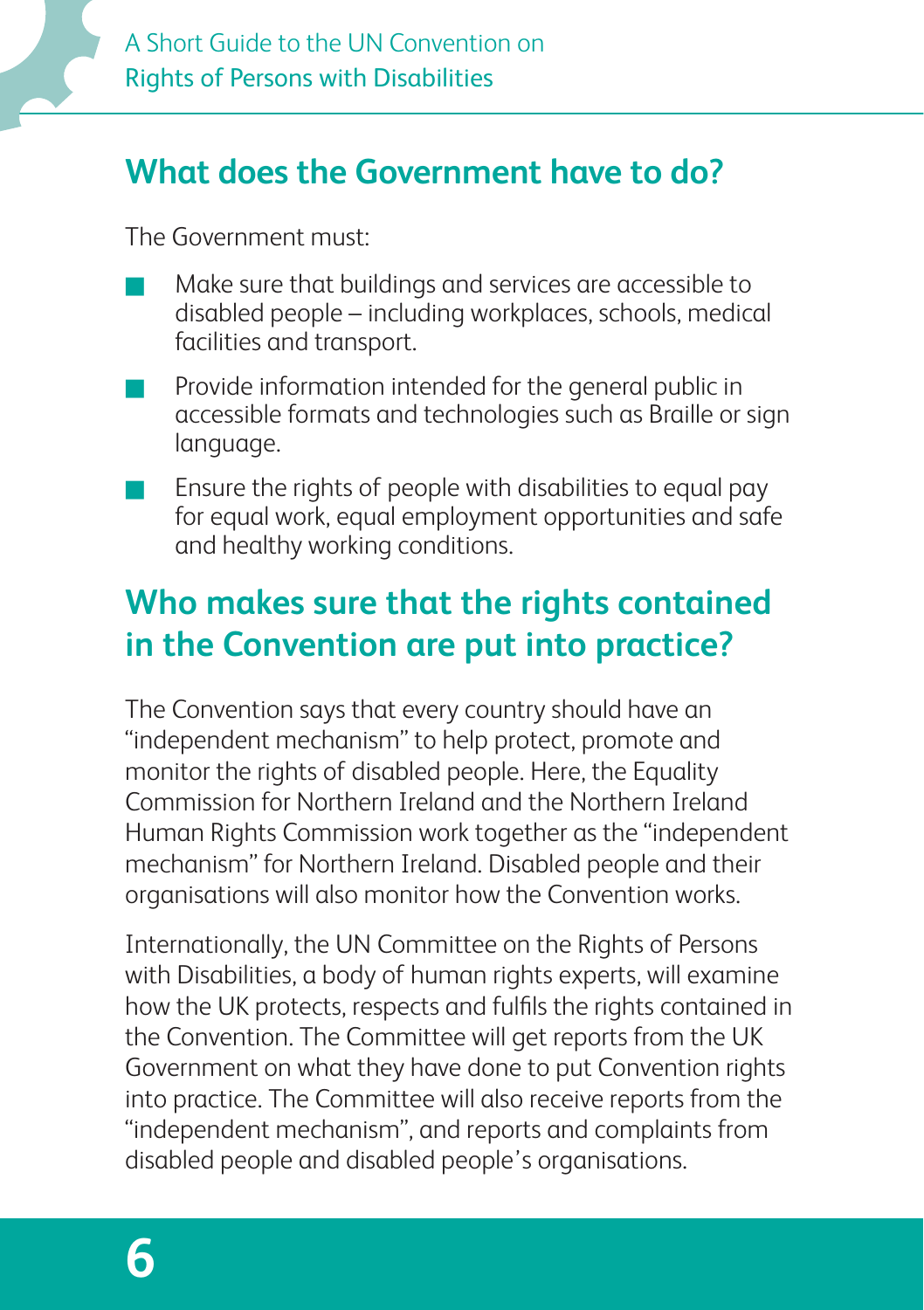## What does the Government have to do?

The Government must:

- Make sure that buildings and services are accessible to disabled people – including workplaces, schools, medical facilities and transport.
- Provide information intended for the general public in accessible formats and technologies such as Braille or sign language.
- Ensure the rights of people with disabilities to equal pay for equal work, equal employment opportunities and safe and healthy working conditions.

## Who makes sure that the rights contained in the Convention are put into practice?

The Convention says that every country should have an "independent mechanism" to help protect, promote and monitor the rights of disabled people. Here, the Equality Commission for Northern Ireland and the Northern Ireland Human Rights Commission work together as the "independent mechanism" for Northern Ireland. Disabled people and their organisations will also monitor how the Convention works.

Internationally, the UN Committee on the Rights of Persons with Disabilities, a body of human rights experts, will examine how the UK protects, respects and fulfils the rights contained in the Convention. The Committee will get reports from the UK Government on what they have done to put Convention rights into practice. The Committee will also receive reports from the "independent mechanism", and reports and complaints from disabled people and disabled people's organisations.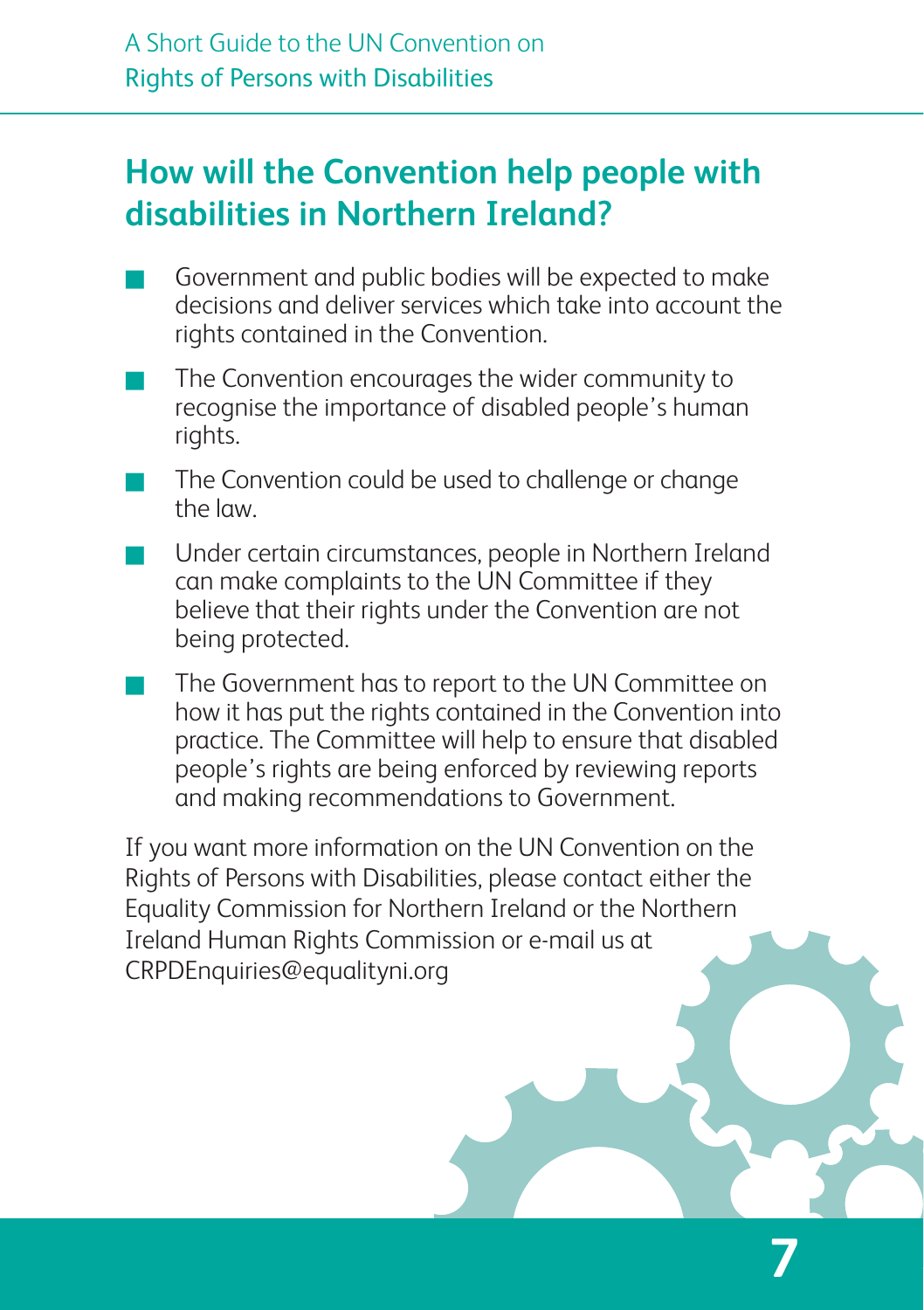## How will the Convention help people with disabilities in Northern Ireland?

- Government and public bodies will be expected to make decisions and deliver services which take into account the rights contained in the Convention.
- The Convention encourages the wider community to recognise the importance of disabled people's human rights.
- The Convention could be used to challenge or change the law.
- Under certain circumstances, people in Northern Ireland can make complaints to the UN Committee if they believe that their rights under the Convention are not being protected.
- The Government has to report to the UN Committee on how it has put the rights contained in the Convention into practice. The Committee will help to ensure that disabled people's rights are being enforced by reviewing reports and making recommendations to Government.

If you want more information on the UN Convention on the Rights of Persons with Disabilities, please contact either the Equality Commission for Northern Ireland or the Northern Ireland Human Rights Commission or e-mail us at CRPDEnquiries@equalityni.org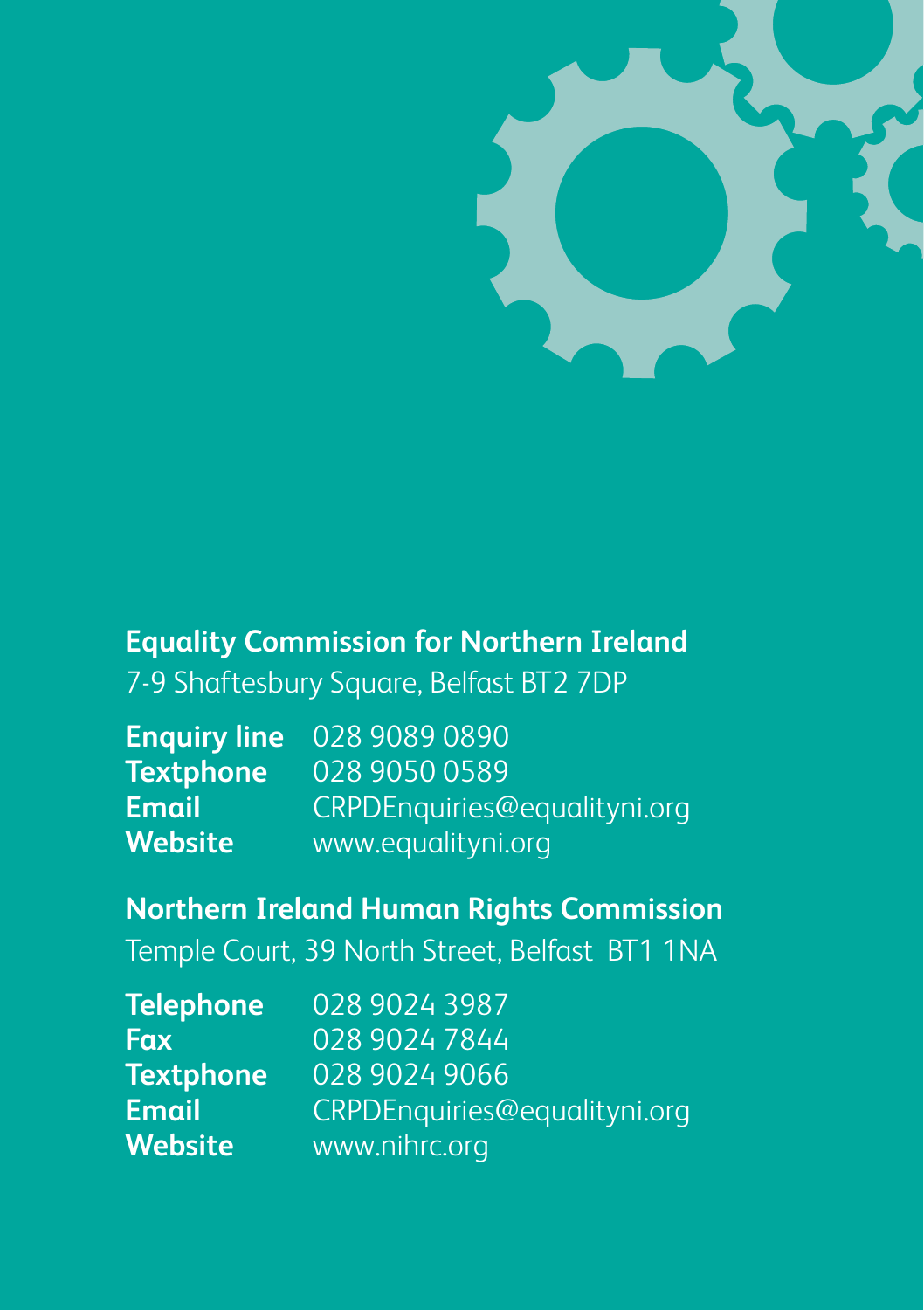**Equality Commission for Northern Ireland**

7-9 Shaftesbury Square, Belfast BT2 7DP

**Enquiry line** 028 9089 0890
**Textphone** 028 9050 0589
**Email** CRPDEnquiries@equalityni.org
**Website** www.equalityni.org

**Northern Ireland Human Rights Commission**

Temple Court, 39 North Street, Belfast BT1 1NA

**Telephone** 028 9024 3987
**Fax** 028 9024 7844
**Textphone** 028 9024 9066
**Email** CRPDEnquiries@equalityni.org
**Website** www.nihrc.org